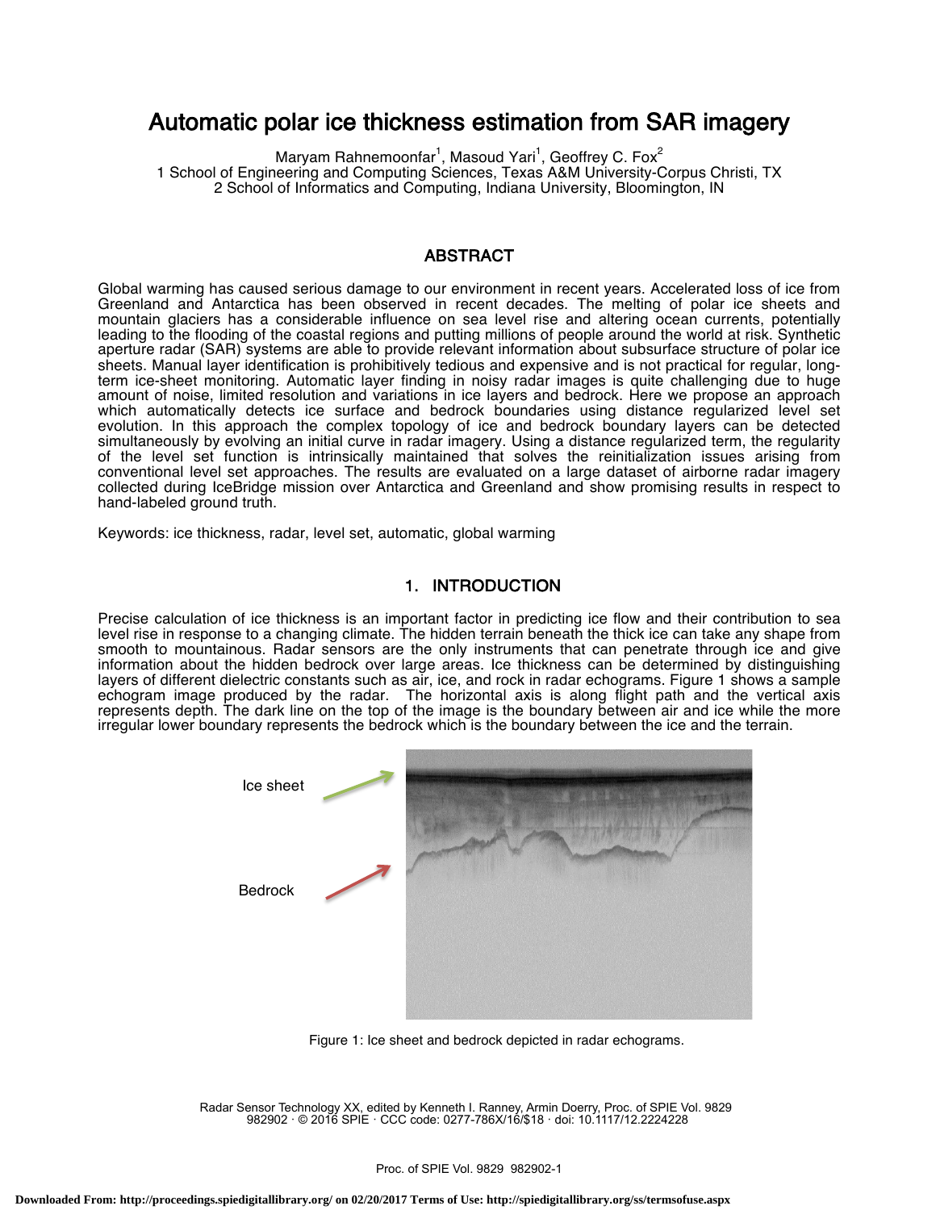# Automatic polar ice thickness estimation from SAR imagery

Maryam Rahnemoonfar[1], Masoud Yari[1], Geoffrey C. Fox[2]
1 School of Engineering and Computing Sciences, Texas A&M University-Corpus Christi, TX
2 School of Informatics and Computing, Indiana University, Bloomington, IN

## ABSTRACT

Global warming has caused serious damage to our environment in recent years. Accelerated loss of ice from Greenland and Antarctica has been observed in recent decades. The melting of polar ice sheets and mountain glaciers has a considerable influence on sea level rise and altering ocean currents, potentially leading to the flooding of the coastal regions and putting millions of people around the world at risk. Synthetic aperture radar (SAR) systems are able to provide relevant information about subsurface structure of polar ice sheets. Manual layer identification is prohibitively tedious and expensive and is not practical for regular, long-term ice-sheet monitoring. Automatic layer finding in noisy radar images is quite challenging due to huge amount of noise, limited resolution and variations in ice layers and bedrock. Here we propose an approach which automatically detects ice surface and bedrock boundaries using distance regularized level set evolution. In this approach the complex topology of ice and bedrock boundary layers can be detected simultaneously by evolving an initial curve in radar imagery. Using a distance regularized term, the regularity of the level set function is intrinsically maintained that solves the reinitialization issues arising from conventional level set approaches. The results are evaluated on a large dataset of airborne radar imagery collected during IceBridge mission over Antarctica and Greenland and show promising results in respect to hand-labeled ground truth.

Keywords: ice thickness, radar, level set, automatic, global warming

## 1. INTRODUCTION

Precise calculation of ice thickness is an important factor in predicting ice flow and their contribution to sea level rise in response to a changing climate. The hidden terrain beneath the thick ice can take any shape from smooth to mountainous. Radar sensors are the only instruments that can penetrate through ice and give information about the hidden bedrock over large areas. Ice thickness can be determined by distinguishing layers of different dielectric constants such as air, ice, and rock in radar echograms. Figure 1 shows a sample echogram image produced by the radar. The horizontal axis is along flight path and the vertical axis represents depth. The dark line on the top of the image is the boundary between air and ice while the more irregular lower boundary represents the bedrock which is the boundary between the ice and the terrain.

Figure 1: Ice sheet and bedrock depicted in radar echograms.

Radar Sensor Technology XX, edited by Kenneth I. Ranney, Armin Doerry, Proc. of SPIE Vol. 9829 982902 · © 2016 SPIE · CCC code: 0277-786X/16/$18 · doi: 10.1117/12.2224228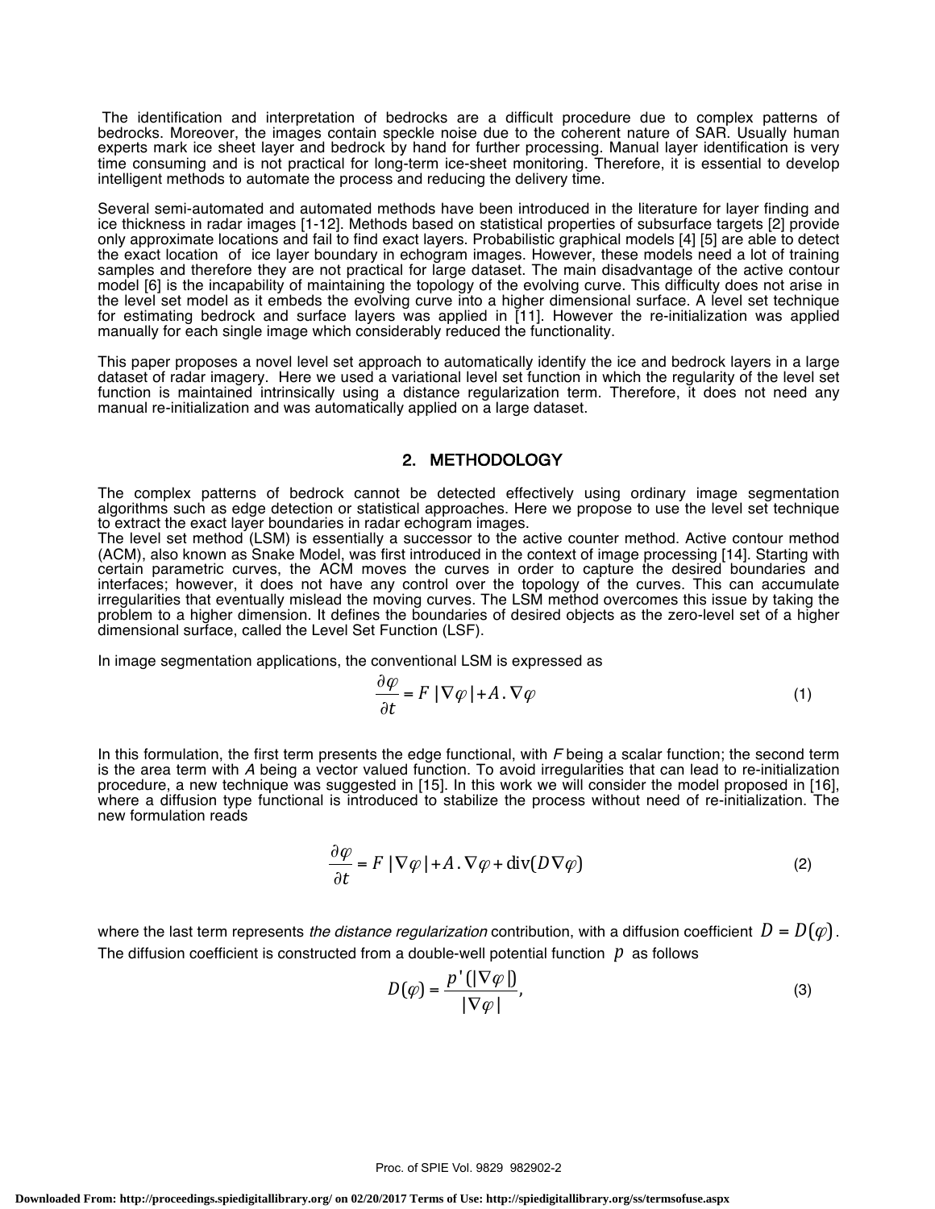The identification and interpretation of bedrocks are a difficult procedure due to complex patterns of bedrocks. Moreover, the images contain speckle noise due to the coherent nature of SAR. Usually human experts mark ice sheet layer and bedrock by hand for further processing. Manual layer identification is very time consuming and is not practical for long-term ice-sheet monitoring. Therefore, it is essential to develop intelligent methods to automate the process and reducing the delivery time.

Several semi-automated and automated methods have been introduced in the literature for layer finding and ice thickness in radar images [1-12]. Methods based on statistical properties of subsurface targets [2] provide only approximate locations and fail to find exact layers. Probabilistic graphical models [4] [5] are able to detect the exact location of ice layer boundary in echogram images. However, these models need a lot of training samples and therefore they are not practical for large dataset. The main disadvantage of the active contour model [6] is the incapability of maintaining the topology of the evolving curve. This difficulty does not arise in the level set model as it embeds the evolving curve into a higher dimensional surface. A level set technique for estimating bedrock and surface layers was applied in [11]. However the re-initialization was applied manually for each single image which considerably reduced the functionality.

This paper proposes a novel level set approach to automatically identify the ice and bedrock layers in a large dataset of radar imagery. Here we used a variational level set function in which the regularity of the level set function is maintained intrinsically using a distance regularization term. Therefore, it does not need any manual re-initialization and was automatically applied on a large dataset.

## 2. METHODOLOGY

The complex patterns of bedrock cannot be detected effectively using ordinary image segmentation algorithms such as edge detection or statistical approaches. Here we propose to use the level set technique to extract the exact layer boundaries in radar echogram images.

The level set method (LSM) is essentially a successor to the active counter method. Active contour method (ACM), also known as Snake Model, was first introduced in the context of image processing [14]. Starting with certain parametric curves, the ACM moves the curves in order to capture the desired boundaries and interfaces; however, it does not have any control over the topology of the curves. This can accumulate irregularities that eventually mislead the moving curves. The LSM method overcomes this issue by taking the problem to a higher dimension. It defines the boundaries of desired objects as the zero-level set of a higher dimensional surface, called the Level Set Function (LSF).

In image segmentation applications, the conventional LSM is expressed as

$$\frac{\partial \varphi}{\partial t} = F\,|\nabla \varphi| + A\,.\,\nabla \varphi \tag{1}$$

In this formulation, the first term presents the edge functional, with *F* being a scalar function; the second term is the area term with *A* being a vector valued function. To avoid irregularities that can lead to re-initialization procedure, a new technique was suggested in [15]. In this work we will consider the model proposed in [16], where a diffusion type functional is introduced to stabilize the process without need of re-initialization. The new formulation reads

$$\frac{\partial \varphi}{\partial t} = F\,|\nabla \varphi| + A\,.\,\nabla \varphi + \mathrm{div}(D \nabla \varphi) \tag{2}$$

where the last term represents *the distance regularization* contribution, with a diffusion coefficient $D = D(\varphi)$. The diffusion coefficient is constructed from a double-well potential function $p$ as follows

$$D(\varphi) = \frac{p'(|\nabla \varphi|)}{|\nabla \varphi|}, \tag{3}$$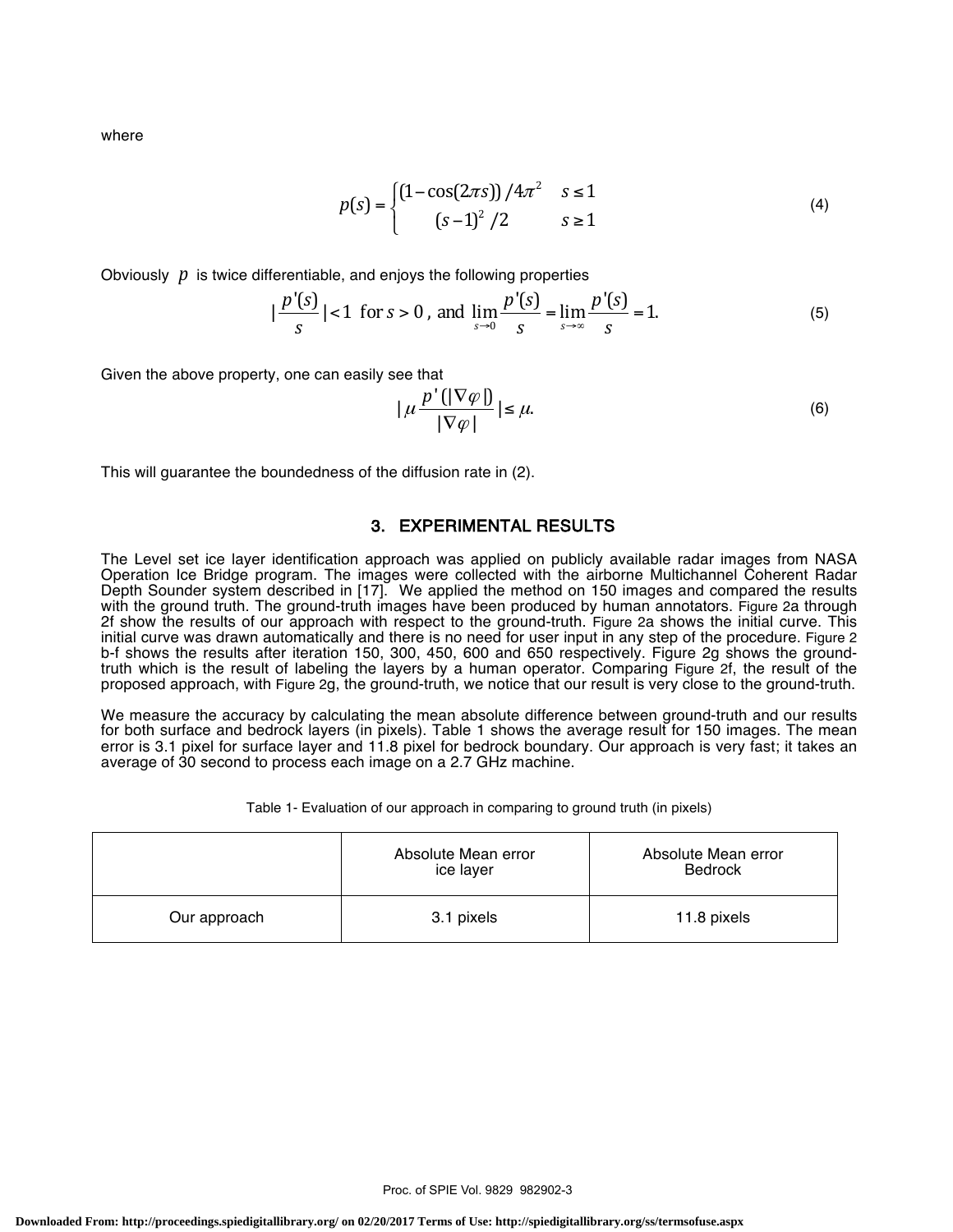where

$$p(s) = \begin{cases} (1-\cos(2\pi s))/4\pi^2 & s \le 1 \\ (s-1)^2/2 & s \ge 1 \end{cases} \tag{4}$$

Obviously $p$ is twice differentiable, and enjoys the following properties

$$\left|\frac{p'(s)}{s}\right| < 1 \text{ for } s > 0 \text{, and } \lim_{s\to 0}\frac{p'(s)}{s} = \lim_{s\to\infty}\frac{p'(s)}{s} = 1. \tag{5}$$

Given the above property, one can easily see that

$$\left|\mu\frac{p'(|\nabla\varphi|)}{|\nabla\varphi|}\right| \le \mu. \tag{6}$$

This will guarantee the boundedness of the diffusion rate in (2).

## 3. EXPERIMENTAL RESULTS

The Level set ice layer identification approach was applied on publicly available radar images from NASA Operation Ice Bridge program. The images were collected with the airborne Multichannel Coherent Radar Depth Sounder system described in [17]. We applied the method on 150 images and compared the results with the ground truth. The ground-truth images have been produced by human annotators. Figure 2a through 2f show the results of our approach with respect to the ground-truth. Figure 2a shows the initial curve. This initial curve was drawn automatically and there is no need for user input in any step of the procedure. Figure 2 b-f shows the results after iteration 150, 300, 450, 600 and 650 respectively. Figure 2g shows the ground-truth which is the result of labeling the layers by a human operator. Comparing Figure 2f, the result of the proposed approach, with Figure 2g, the ground-truth, we notice that our result is very close to the ground-truth.

We measure the accuracy by calculating the mean absolute difference between ground-truth and our results for both surface and bedrock layers (in pixels). Table 1 shows the average result for 150 images. The mean error is 3.1 pixel for surface layer and 11.8 pixel for bedrock boundary. Our approach is very fast; it takes an average of 30 second to process each image on a 2.7 GHz machine.

Table 1- Evaluation of our approach in comparing to ground truth (in pixels)

| | Absolute Mean error ice layer | Absolute Mean error Bedrock |
|---|---|---|
| Our approach | 3.1 pixels | 11.8 pixels |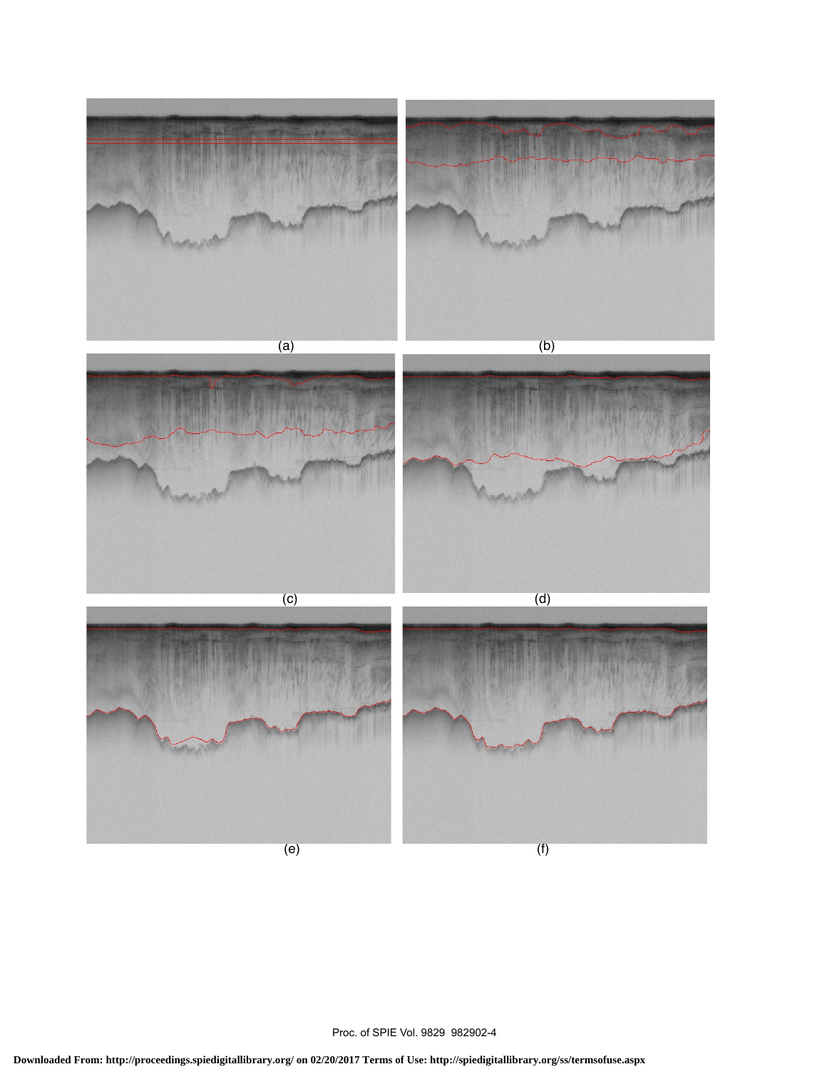(a)

(b)

(c)

(d)

(e)

(f)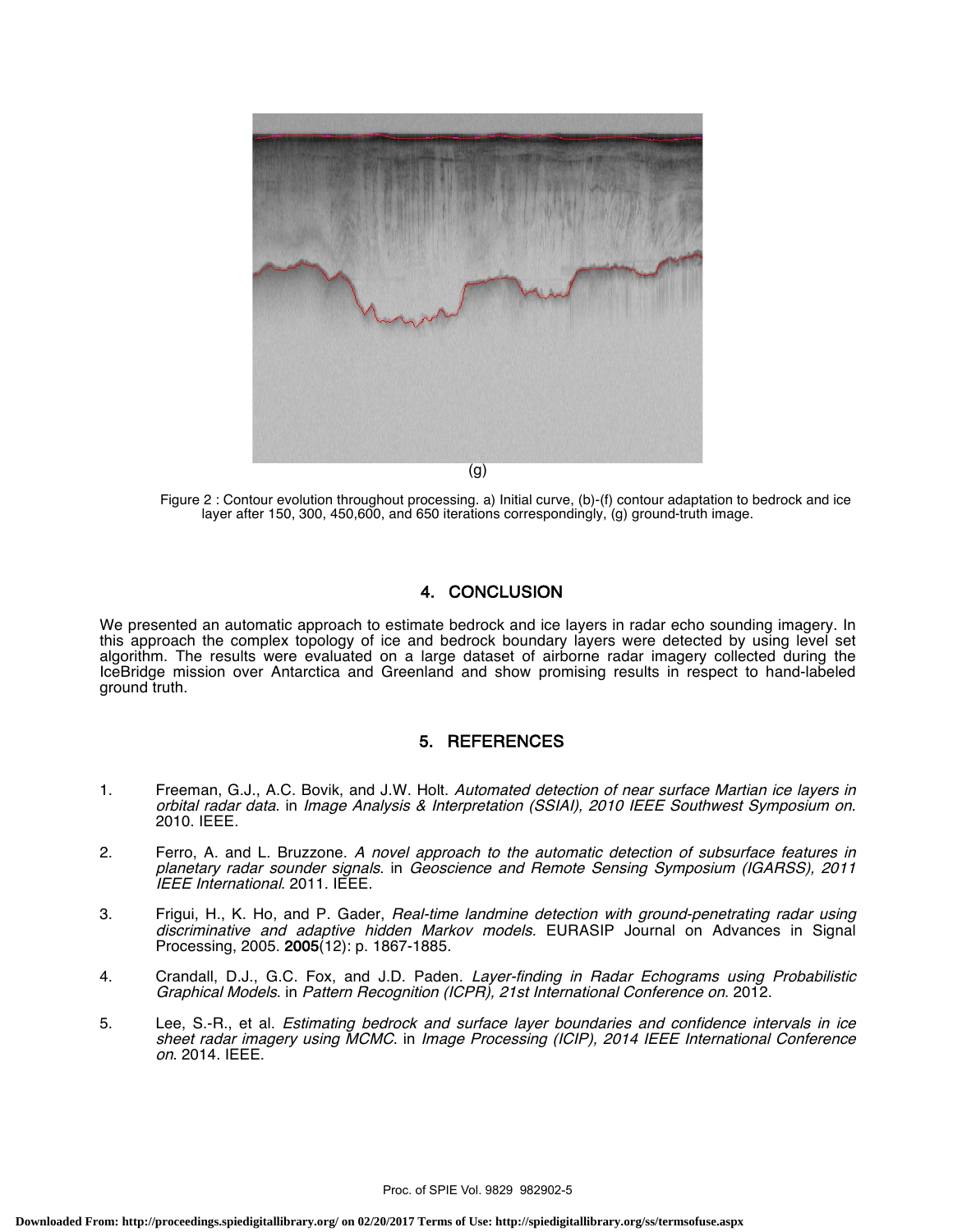(g)

Figure 2 : Contour evolution throughout processing. a) Initial curve, (b)-(f) contour adaptation to bedrock and ice layer after 150, 300, 450,600, and 650 iterations correspondingly, (g) ground-truth image.

## 4. CONCLUSION

We presented an automatic approach to estimate bedrock and ice layers in radar echo sounding imagery. In this approach the complex topology of ice and bedrock boundary layers were detected by using level set algorithm. The results were evaluated on a large dataset of airborne radar imagery collected during the IceBridge mission over Antarctica and Greenland and show promising results in respect to hand-labeled ground truth.

## 5. REFERENCES

1. Freeman, G.J., A.C. Bovik, and J.W. Holt. *Automated detection of near surface Martian ice layers in orbital radar data*. in *Image Analysis & Interpretation (SSIAI), 2010 IEEE Southwest Symposium on*. 2010. IEEE.

2. Ferro, A. and L. Bruzzone. *A novel approach to the automatic detection of subsurface features in planetary radar sounder signals*. in *Geoscience and Remote Sensing Symposium (IGARSS), 2011 IEEE International*. 2011. IEEE.

3. Frigui, H., K. Ho, and P. Gader, *Real-time landmine detection with ground-penetrating radar using discriminative and adaptive hidden Markov models.* EURASIP Journal on Advances in Signal Processing, 2005. **2005**(12): p. 1867-1885.

4. Crandall, D.J., G.C. Fox, and J.D. Paden. *Layer-finding in Radar Echograms using Probabilistic Graphical Models*. in *Pattern Recognition (ICPR), 21st International Conference on*. 2012.

5. Lee, S.-R., et al. *Estimating bedrock and surface layer boundaries and confidence intervals in ice sheet radar imagery using MCMC*. in *Image Processing (ICIP), 2014 IEEE International Conference on*. 2014. IEEE.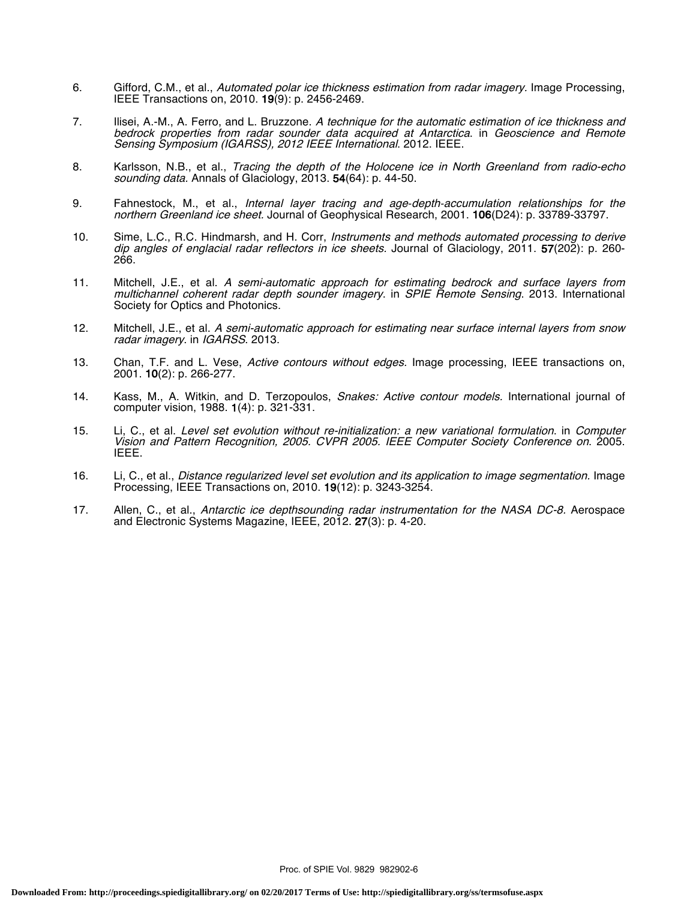6. Gifford, C.M., et al., *Automated polar ice thickness estimation from radar imagery.* Image Processing, IEEE Transactions on, 2010. **19**(9): p. 2456-2469.

7. Ilisei, A.-M., A. Ferro, and L. Bruzzone. *A technique for the automatic estimation of ice thickness and bedrock properties from radar sounder data acquired at Antarctica*. in *Geoscience and Remote Sensing Symposium (IGARSS), 2012 IEEE International*. 2012. IEEE.

8. Karlsson, N.B., et al., *Tracing the depth of the Holocene ice in North Greenland from radio-echo sounding data.* Annals of Glaciology, 2013. **54**(64): p. 44-50.

9. Fahnestock, M., et al., *Internal layer tracing and age-depth-accumulation relationships for the northern Greenland ice sheet.* Journal of Geophysical Research, 2001. **106**(D24): p. 33789-33797.

10. Sime, L.C., R.C. Hindmarsh, and H. Corr, *Instruments and methods automated processing to derive dip angles of englacial radar reflectors in ice sheets*. Journal of Glaciology, 2011. **57**(202): p. 260-266.

11. Mitchell, J.E., et al. *A semi-automatic approach for estimating bedrock and surface layers from multichannel coherent radar depth sounder imagery*. in *SPIE Remote Sensing*. 2013. International Society for Optics and Photonics.

12. Mitchell, J.E., et al. *A semi-automatic approach for estimating near surface internal layers from snow radar imagery*. in *IGARSS*. 2013.

13. Chan, T.F. and L. Vese, *Active contours without edges.* Image processing, IEEE transactions on, 2001. **10**(2): p. 266-277.

14. Kass, M., A. Witkin, and D. Terzopoulos, *Snakes: Active contour models.* International journal of computer vision, 1988. **1**(4): p. 321-331.

15. Li, C., et al. *Level set evolution without re-initialization: a new variational formulation*. in *Computer Vision and Pattern Recognition, 2005. CVPR 2005. IEEE Computer Society Conference on*. 2005. IEEE.

16. Li, C., et al., *Distance regularized level set evolution and its application to image segmentation.* Image Processing, IEEE Transactions on, 2010. **19**(12): p. 3243-3254.

17. Allen, C., et al., *Antarctic ice depthsounding radar instrumentation for the NASA DC-8.* Aerospace and Electronic Systems Magazine, IEEE, 2012. **27**(3): p. 4-20.